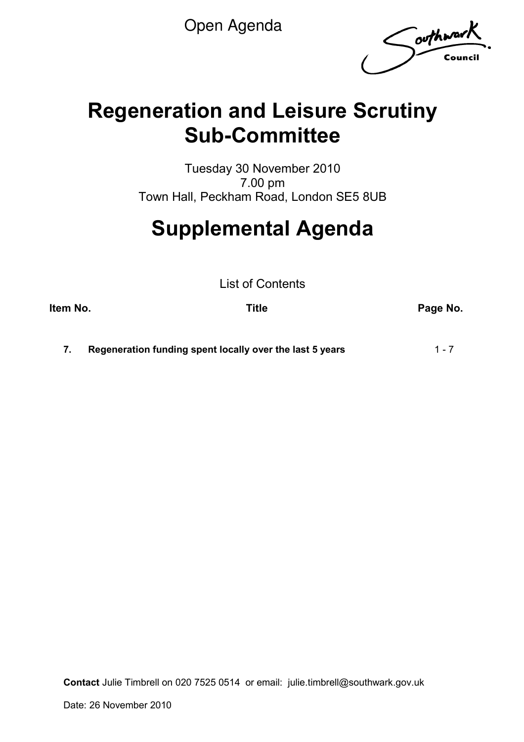Open Agenda

Southwark Council

# Regeneration and Leisure Scrutiny Sub-Committee

Tuesday 30 November 2010
7.00 pm
Town Hall, Peckham Road, London SE5 8UB

# Supplemental Agenda

List of Contents

| Item No. | Title | Page No. |
|---|---|---|
| 7. | **Regeneration funding spent locally over the last 5 years** | 1 - 7 |

**Contact** Julie Timbrell on 020 7525 0514 or email: julie.timbrell@southwark.gov.uk

Date: 26 November 2010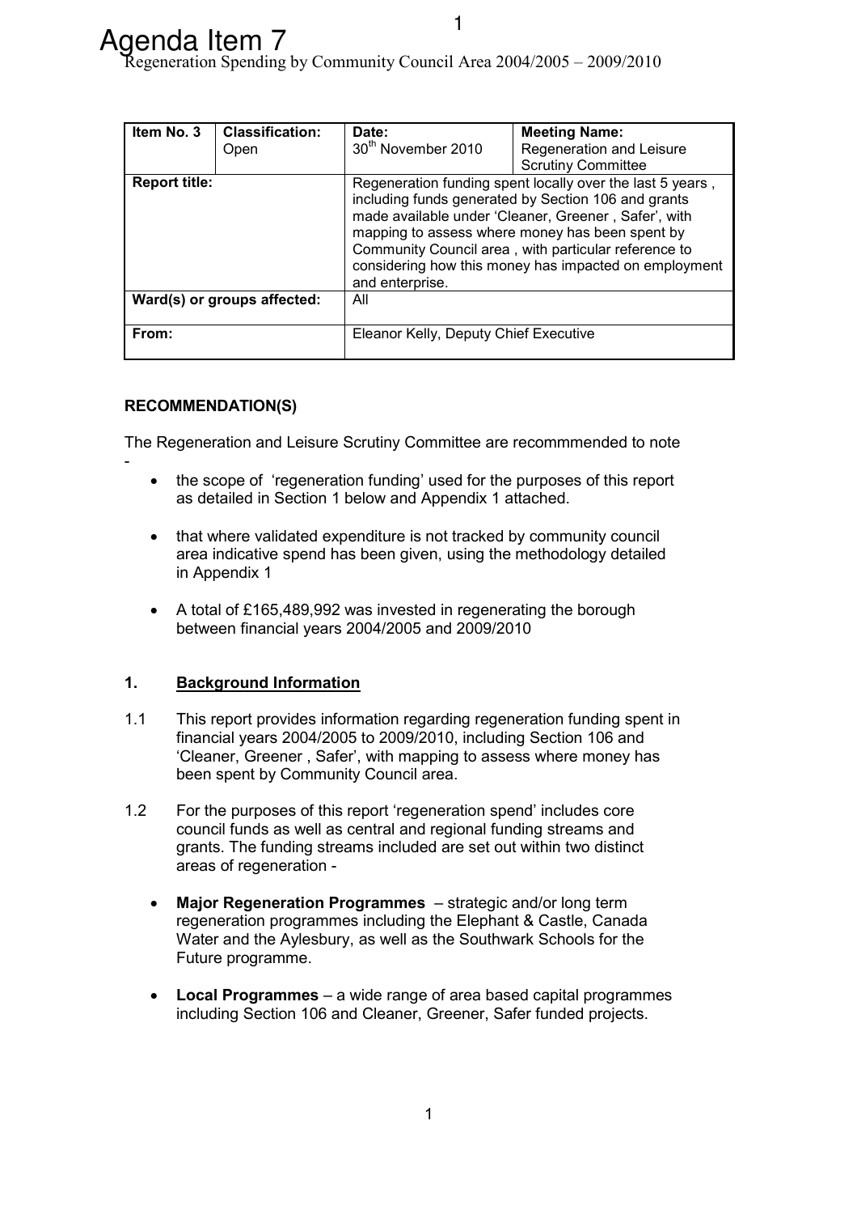# Agenda Item 7

Regeneration Spending by Community Council Area 2004/2005 – 2009/2010

| Item No. 3 | Classification: Open | Date: 30th November 2010 | Meeting Name: Regeneration and Leisure Scrutiny Committee |
|---|---|---|---|
| **Report title:** | | Regeneration funding spent locally over the last 5 years , including funds generated by Section 106 and grants made available under 'Cleaner, Greener , Safer', with mapping to assess where money has been spent by Community Council area , with particular reference to considering how this money has impacted on employment and enterprise. | |
| **Ward(s) or groups affected:** | | All | |
| **From:** | | Eleanor Kelly, Deputy Chief Executive | |

**RECOMMENDATION(S)**

The Regeneration and Leisure Scrutiny Committee are recommmended to note -

- the scope of 'regeneration funding' used for the purposes of this report as detailed in Section 1 below and Appendix 1 attached.
- that where validated expenditure is not tracked by community council area indicative spend has been given, using the methodology detailed in Appendix 1
- A total of £165,489,992 was invested in regenerating the borough between financial years 2004/2005 and 2009/2010

## 1. Background Information

1.1 This report provides information regarding regeneration funding spent in financial years 2004/2005 to 2009/2010, including Section 106 and 'Cleaner, Greener , Safer', with mapping to assess where money has been spent by Community Council area.

1.2 For the purposes of this report 'regeneration spend' includes core council funds as well as central and regional funding streams and grants. The funding streams included are set out within two distinct areas of regeneration -

- **Major Regeneration Programmes** – strategic and/or long term regeneration programmes including the Elephant & Castle, Canada Water and the Aylesbury, as well as the Southwark Schools for the Future programme.
- **Local Programmes** – a wide range of area based capital programmes including Section 106 and Cleaner, Greener, Safer funded projects.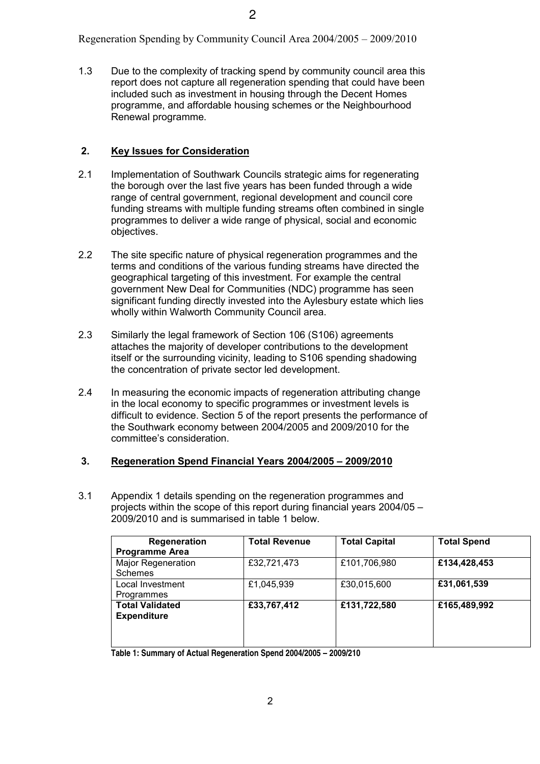1.3 Due to the complexity of tracking spend by community council area this report does not capture all regeneration spending that could have been included such as investment in housing through the Decent Homes programme, and affordable housing schemes or the Neighbourhood Renewal programme.

## 2. Key Issues for Consideration

2.1 Implementation of Southwark Councils strategic aims for regenerating the borough over the last five years has been funded through a wide range of central government, regional development and council core funding streams with multiple funding streams often combined in single programmes to deliver a wide range of physical, social and economic objectives.

2.2 The site specific nature of physical regeneration programmes and the terms and conditions of the various funding streams have directed the geographical targeting of this investment. For example the central government New Deal for Communities (NDC) programme has seen significant funding directly invested into the Aylesbury estate which lies wholly within Walworth Community Council area.

2.3 Similarly the legal framework of Section 106 (S106) agreements attaches the majority of developer contributions to the development itself or the surrounding vicinity, leading to S106 spending shadowing the concentration of private sector led development.

2.4 In measuring the economic impacts of regeneration attributing change in the local economy to specific programmes or investment levels is difficult to evidence. Section 5 of the report presents the performance of the Southwark economy between 2004/2005 and 2009/2010 for the committee's consideration.

## 3. Regeneration Spend Financial Years 2004/2005 – 2009/2010

3.1 Appendix 1 details spending on the regeneration programmes and projects within the scope of this report during financial years 2004/05 – 2009/2010 and is summarised in table 1 below.

| Regeneration Programme Area | Total Revenue | Total Capital | Total Spend |
|---|---|---|---|
| Major Regeneration Schemes | £32,721,473 | £101,706,980 | **£134,428,453** |
| Local Investment Programmes | £1,045,939 | £30,015,600 | **£31,061,539** |
| **Total Validated Expenditure** | **£33,767,412** | **£131,722,580** | **£165,489,992** |

**Table 1: Summary of Actual Regeneration Spend 2004/2005 – 2009/210**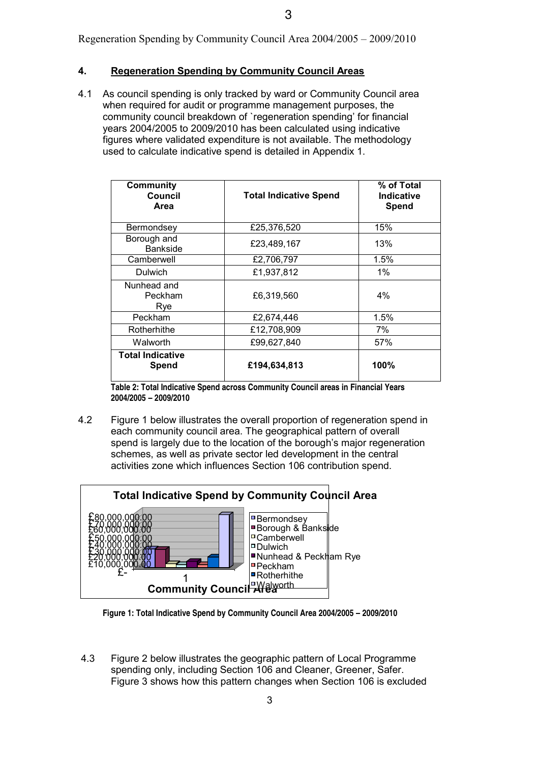## 4. Regeneration Spending by Community Council Areas

4.1 As council spending is only tracked by ward or Community Council area when required for audit or programme management purposes, the community council breakdown of `regeneration spending' for financial years 2004/2005 to 2009/2010 has been calculated using indicative figures where validated expenditure is not available. The methodology used to calculate indicative spend is detailed in Appendix 1.

| Community Council Area | Total Indicative Spend | % of Total Indicative Spend |
|---|---|---|
| Bermondsey | £25,376,520 | 15% |
| Borough and Bankside | £23,489,167 | 13% |
| Camberwell | £2,706,797 | 1.5% |
| Dulwich | £1,937,812 | 1% |
| Nunhead and Peckham Rye | £6,319,560 | 4% |
| Peckham | £2,674,446 | 1.5% |
| Rotherhithe | £12,708,909 | 7% |
| Walworth | £99,627,840 | 57% |
| **Total Indicative Spend** | **£194,634,813** | **100%** |

**Table 2: Total Indicative Spend across Community Council areas in Financial Years 2004/2005 – 2009/2010**

4.2 Figure 1 below illustrates the overall proportion of regeneration spend in each community council area. The geographical pattern of overall spend is largely due to the location of the borough's major regeneration schemes, as well as private sector led development in the central activities zone which influences Section 106 contribution spend.

**Figure 1: Total Indicative Spend by Community Council Area 2004/2005 – 2009/2010**

4.3 Figure 2 below illustrates the geographic pattern of Local Programme spending only, including Section 106 and Cleaner, Greener, Safer. Figure 3 shows how this pattern changes when Section 106 is excluded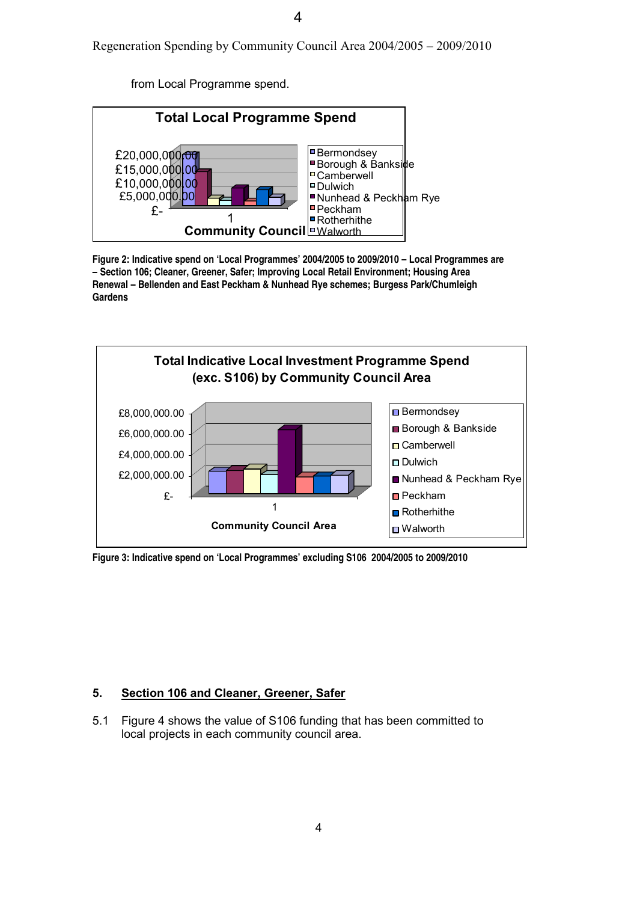from Local Programme spend.

**Total Local Programme Spend**

£20,000,000.00
£15,000,000.00
£10,000,000.00
£5,000,000.00
£-

1

Community Council

- Bermondsey
- Borough & Bankside
- Camberwell
- Dulwich
- Nunhead & Peckham Rye
- Peckham
- Rotherhithe
- Walworth

**Figure 2: Indicative spend on 'Local Programmes' 2004/2005 to 2009/2010 – Local Programmes are – Section 106; Cleaner, Greener, Safer; Improving Local Retail Environment; Housing Area Renewal – Bellenden and East Peckham & Nunhead Rye schemes; Burgess Park/Chumleigh Gardens**

**Total Indicative Local Investment Programme Spend (exc. S106) by Community Council Area**

£8,000,000.00
£6,000,000.00
£4,000,000.00
£2,000,000.00
£-

1

Community Council Area

- Bermondsey
- Borough & Bankside
- Camberwell
- Dulwich
- Nunhead & Peckham Rye
- Peckham
- Rotherhithe
- Walworth

**Figure 3: Indicative spend on 'Local Programmes' excluding S106 2004/2005 to 2009/2010**

## 5. Section 106 and Cleaner, Greener, Safer

5.1 Figure 4 shows the value of S106 funding that has been committed to local projects in each community council area.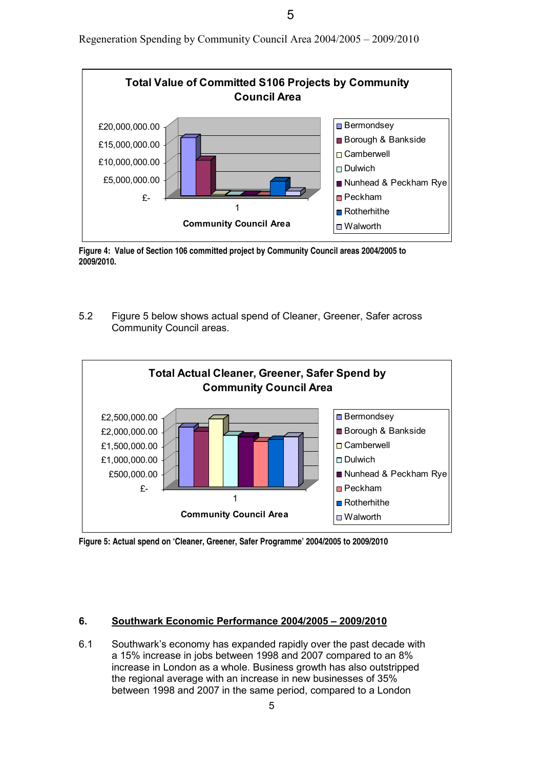Regeneration Spending by Community Council Area 2004/2005 – 2009/2010

**Total Value of Committed S106 Projects by Community Council Area**

**Figure 4: Value of Section 106 committed project by Community Council areas 2004/2005 to 2009/2010.**

5.2 Figure 5 below shows actual spend of Cleaner, Greener, Safer across Community Council areas.

**Total Actual Cleaner, Greener, Safer Spend by Community Council Area**

**Figure 5: Actual spend on 'Cleaner, Greener, Safer Programme' 2004/2005 to 2009/2010**

## 6. Southwark Economic Performance 2004/2005 – 2009/2010

6.1 Southwark's economy has expanded rapidly over the past decade with a 15% increase in jobs between 1998 and 2007 compared to an 8% increase in London as a whole. Business growth has also outstripped the regional average with an increase in new businesses of 35% between 1998 and 2007 in the same period, compared to a London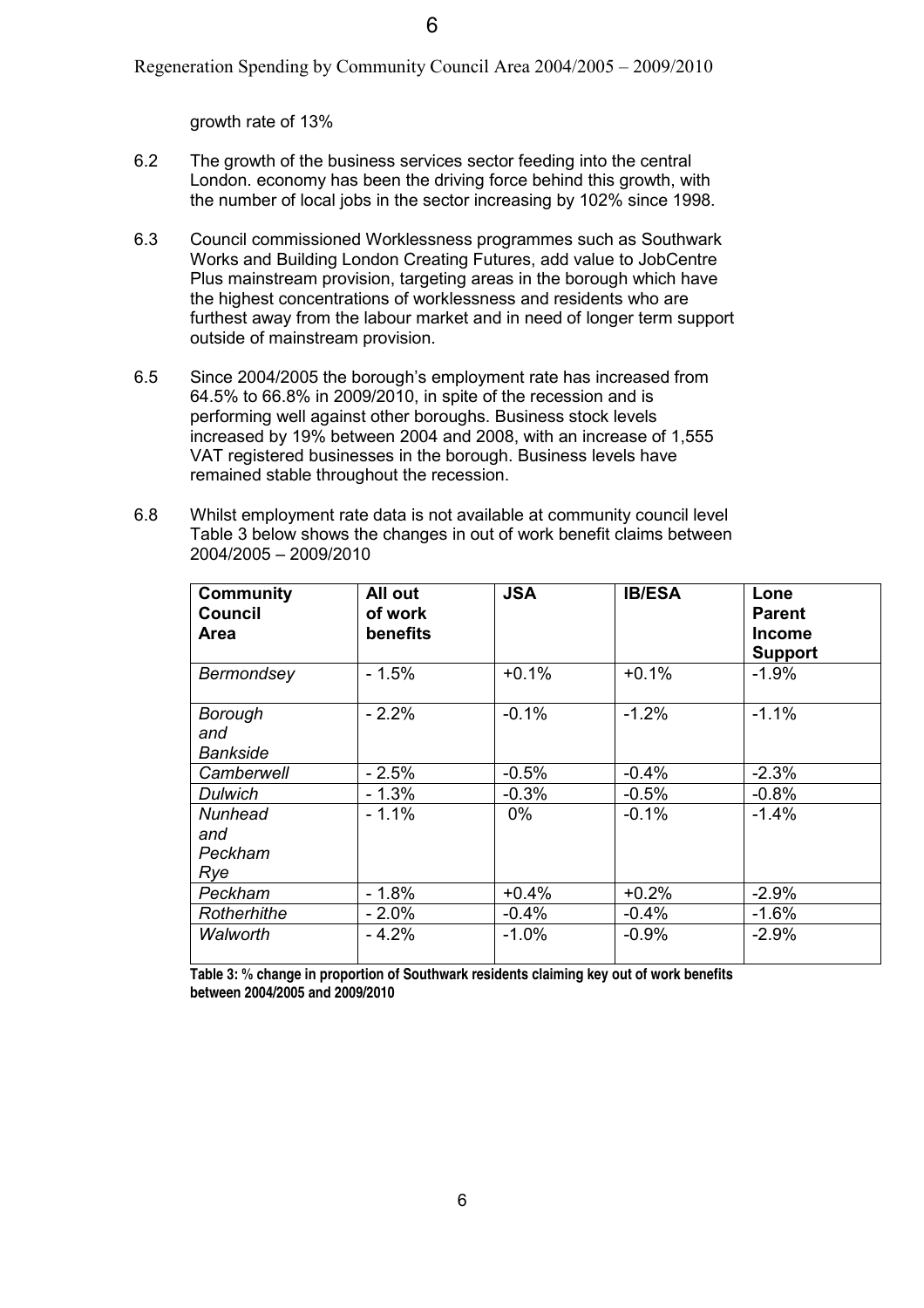growth rate of 13%

6.2 The growth of the business services sector feeding into the central London. economy has been the driving force behind this growth, with the number of local jobs in the sector increasing by 102% since 1998.

6.3 Council commissioned Worklessness programmes such as Southwark Works and Building London Creating Futures, add value to JobCentre Plus mainstream provision, targeting areas in the borough which have the highest concentrations of worklessness and residents who are furthest away from the labour market and in need of longer term support outside of mainstream provision.

6.5 Since 2004/2005 the borough's employment rate has increased from 64.5% to 66.8% in 2009/2010, in spite of the recession and is performing well against other boroughs. Business stock levels increased by 19% between 2004 and 2008, with an increase of 1,555 VAT registered businesses in the borough. Business levels have remained stable throughout the recession.

6.8 Whilst employment rate data is not available at community council level Table 3 below shows the changes in out of work benefit claims between 2004/2005 – 2009/2010

| Community Council Area | All out of work benefits | JSA | IB/ESA | Lone Parent Income Support |
|---|---|---|---|---|
| *Bermondsey* | - 1.5% | +0.1% | +0.1% | -1.9% |
| *Borough and Bankside* | - 2.2% | -0.1% | -1.2% | -1.1% |
| *Camberwell* | - 2.5% | -0.5% | -0.4% | -2.3% |
| *Dulwich* | - 1.3% | -0.3% | -0.5% | -0.8% |
| *Nunhead and Peckham Rye* | - 1.1% | 0% | -0.1% | -1.4% |
| *Peckham* | - 1.8% | +0.4% | +0.2% | -2.9% |
| *Rotherhithe* | - 2.0% | -0.4% | -0.4% | -1.6% |
| *Walworth* | - 4.2% | -1.0% | -0.9% | -2.9% |

**Table 3: % change in proportion of Southwark residents claiming key out of work benefits between 2004/2005 and 2009/2010**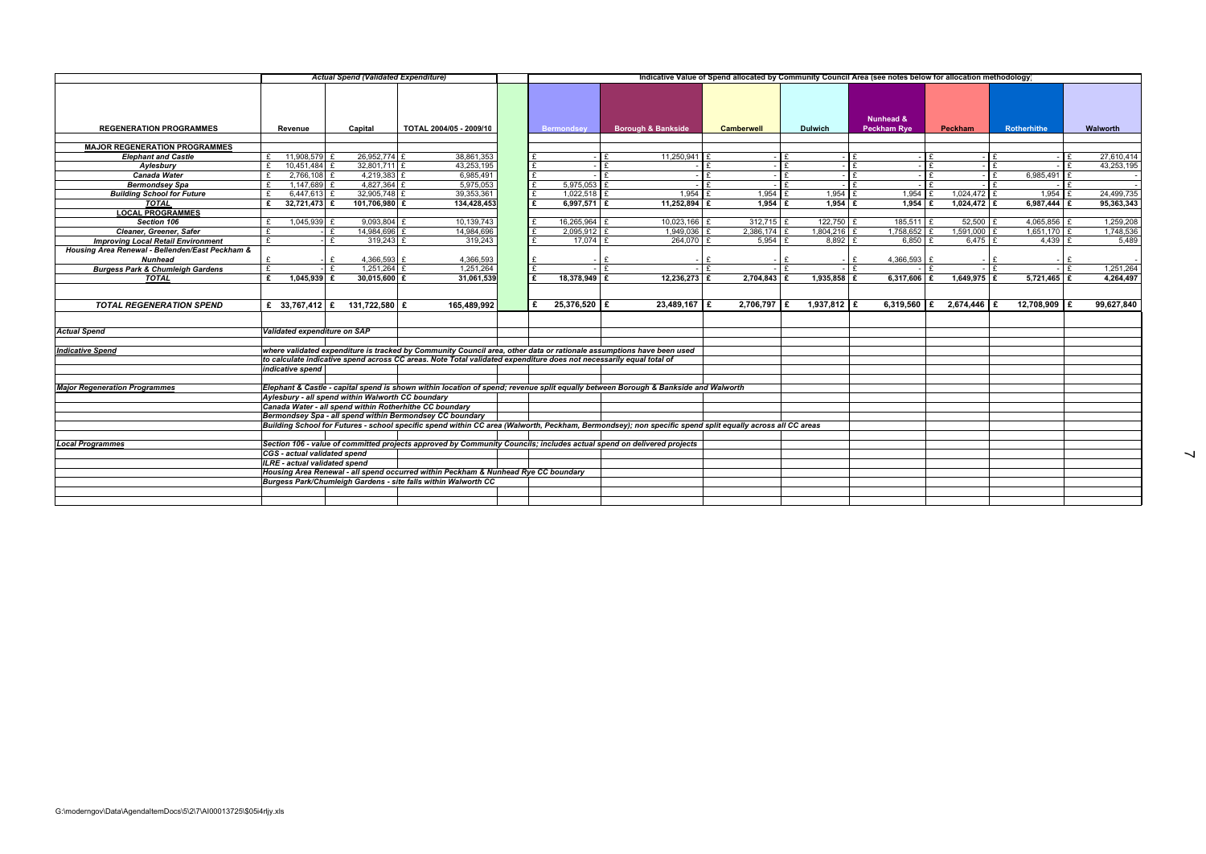| REGENERATION PROGRAMMES | Actual Spend (Validated Expenditure) Revenue | Capital | TOTAL 2004/05 - 2009/10 | Indicative Value of Spend allocated by Community Council Area (see notes below for allocation methodology) Bermondsey | Borough & Bankside | Camberwell | Dulwich | Nunhead & Peckham Rye | Peckham | Rotherhithe | Walworth |
|---|---|---|---|---|---|---|---|---|---|---|---|
| **MAJOR REGENERATION PROGRAMMES** | | | | | | | | | | | |
| *Elephant and Castle* | £ 11,908,579 | £ 26,952,774 | £ 38,861,353 | £ - | £ 11,250,941 | £ - | £ - | £ - | £ - | £ - | £ 27,610,414 |
| *Aylesbury* | £ 10,451,484 | £ 32,801,711 | £ 43,253,195 | £ - | £ - | £ - | £ - | £ - | £ - | £ - | £ 43,253,195 |
| *Canada Water* | £ 2,766,108 | £ 4,219,383 | £ 6,985,491 | £ - | £ - | £ - | £ - | £ - | £ - | £ 6,985,491 | £ - |
| *Bermondsey Spa* | £ 1,147,689 | £ 4,827,364 | £ 5,975,053 | £ 5,975,053 | £ - | £ - | £ - | £ - | £ - | £ - | £ - |
| *Building School for Future* | £ 6,447,613 | £ 32,905,748 | £ 39,353,361 | £ 1,022,518 | £ 1,954 | £ 1,954 | £ 1,954 | £ 1,954 | £ 1,024,472 | £ 1,954 | £ 24,499,735 |
| ***TOTAL*** | **£ 32,721,473** | **£ 101,706,980** | **£ 134,428,453** | **£ 6,997,571** | **£ 11,252,894** | **£ 1,954** | **£ 1,954** | **£ 1,954** | **£ 1,024,472** | **£ 6,987,444** | **£ 95,363,343** |
| **LOCAL PROGRAMMES** | | | | | | | | | | | |
| *Section 106* | £ 1,045,939 | £ 9,093,804 | £ 10,139,743 | £ 16,265,964 | £ 10,023,166 | £ 312,715 | £ 122,750 | £ 185,511 | £ 52,500 | £ 4,065,856 | £ 1,259,208 |
| *Cleaner, Greener, Safer* | £ - | £ 14,984,696 | £ 14,984,696 | £ 2,095,912 | £ 1,949,036 | £ 2,386,174 | £ 1,804,216 | £ 1,758,652 | £ 1,591,000 | £ 1,651,170 | £ 1,748,536 |
| *Improving Local Retail Environment* | £ - | £ 319,243 | £ 319,243 | £ 17,074 | £ 264,070 | £ 5,954 | £ 8,892 | £ 6,850 | £ 6,475 | £ 4,439 | £ 5,489 |
| *Housing Area Renewal - Bellenden/East Peckham & Nunhead* | £ - | £ 4,366,593 | £ 4,366,593 | £ - | £ - | £ - | £ - | £ 4,366,593 | £ - | £ - | £ - |
| *Burgess Park & Chumleigh Gardens* | £ - | £ 1,251,264 | £ 1,251,264 | £ - | £ - | £ - | £ - | £ - | £ - | £ - | £ 1,251,264 |
| ***TOTAL*** | **£ 1,045,939** | **£ 30,015,600** | **£ 31,061,539** | **£ 18,378,949** | **£ 12,236,273** | **£ 2,704,843** | **£ 1,935,858** | **£ 6,317,606** | **£ 1,649,975** | **£ 5,721,465** | **£ 4,264,497** |
| ***TOTAL REGENERATION SPEND*** | **£ 33,767,412** | **£ 131,722,580** | **£ 165,489,992** | **£ 25,376,520** | **£ 23,489,167** | **£ 2,706,797** | **£ 1,937,812** | **£ 6,319,560** | **£ 2,674,446** | **£ 12,708,909** | **£ 99,627,840** |

***Actual Spend*** — *Validated expenditure on SAP*

***Indicative Spend*** — *where validated expenditure is tracked by Community Council area, other data or rationale assumptions have been used to calculate indicative spend across CC areas. Note Total validated expenditure does not necessarily equal total of indicative spend*

***Major Regeneration Programmes***
- *Elephant & Castle - capital spend is shown within location of spend; revenue split equally between Borough & Bankside and Walworth*
- *Aylesbury - all spend within Walworth CC boundary*
- *Canada Water - all spend within Rotherhithe CC boundary*
- *Bermondsey Spa - all spend within Bermondsey CC boundary*
- *Building School for Futures - school specific spend within CC area (Walworth, Peckham, Bermondsey); non specific spend split equally across all CC areas*

***Local Programmes***
- *Section 106 - value of committed projects approved by Community Councils; includes actual spend on delivered projects*
- *CGS - actual validated spend*
- *ILRE - actual validated spend*
- *Housing Area Renewal - all spend occurred within Peckham & Nunhead Rye CC boundary*
- *Burgess Park/Chumleigh Gardens - site falls within Walworth CC*

G:\moderngov\Data\AgendaItemDocs\5\2\7\AI00013725\$05i4rljy.xls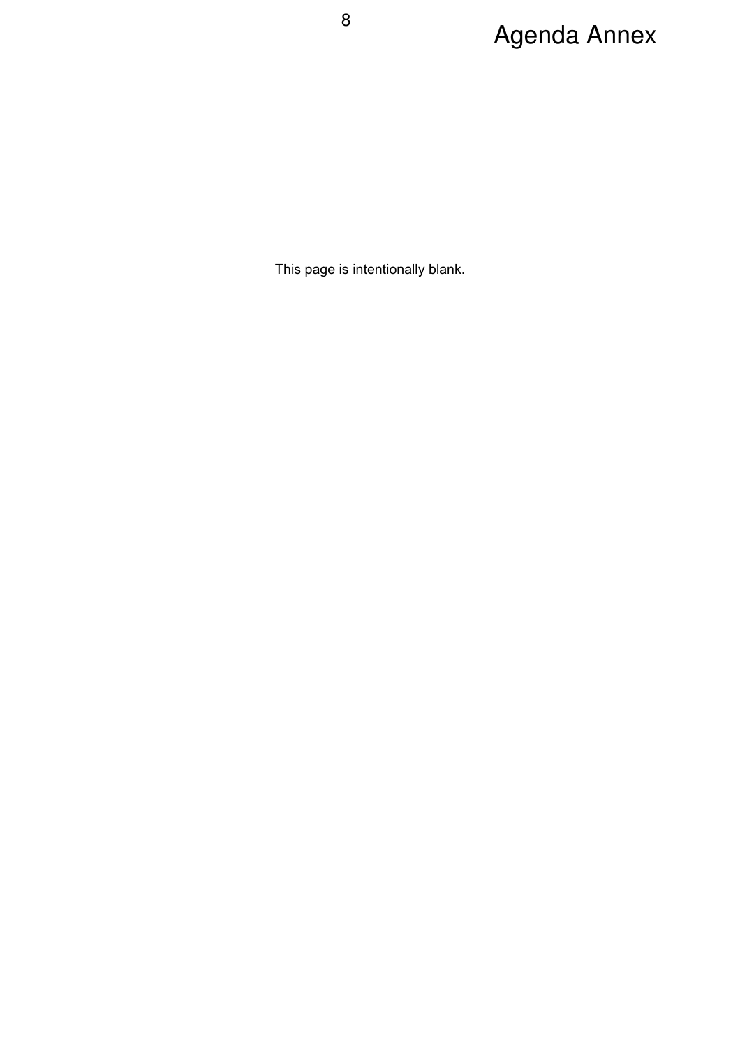# Agenda Annex

This page is intentionally blank.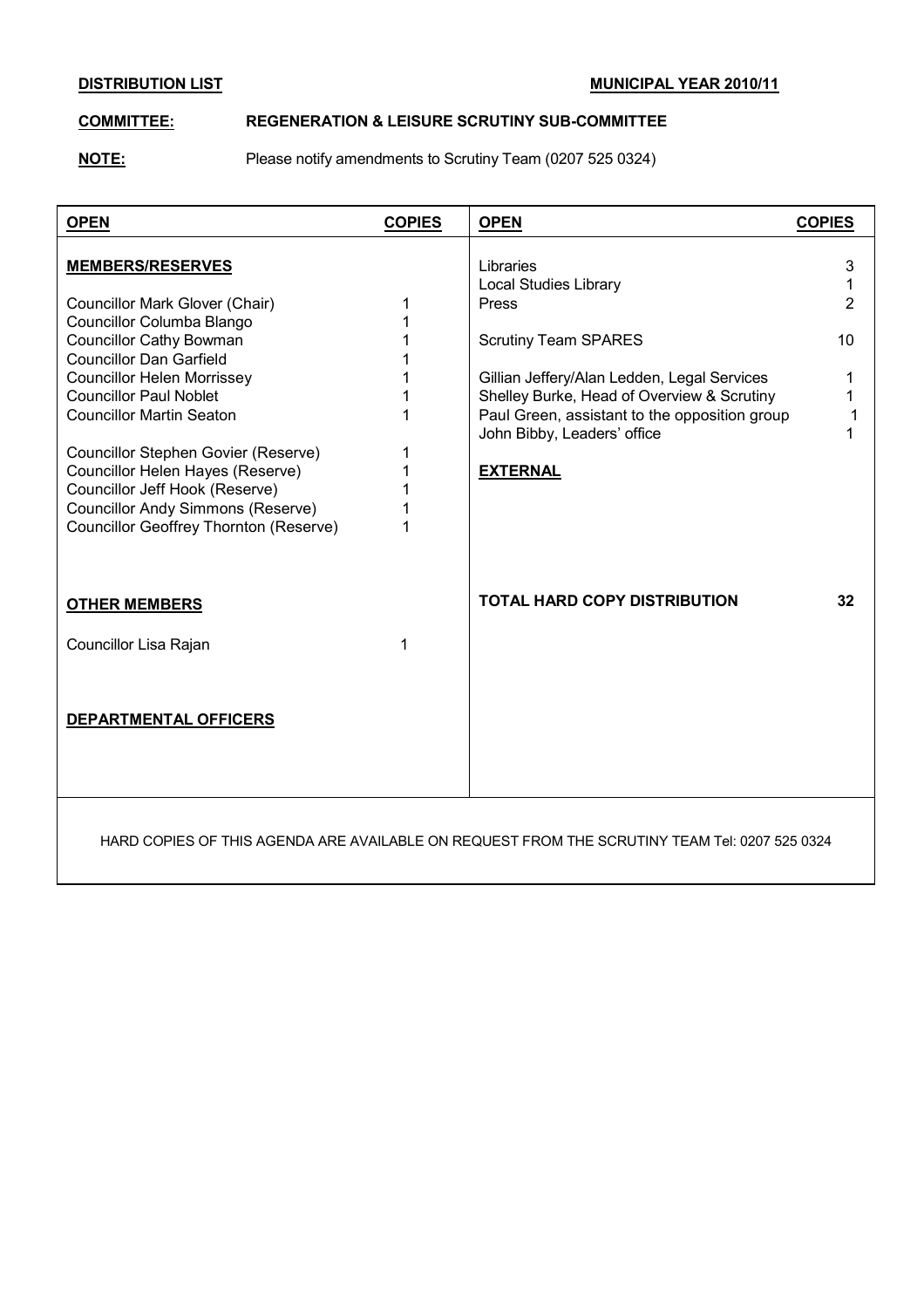**DISTRIBUTION LIST** **MUNICIPAL YEAR 2010/11**

**COMMITTEE:** **REGENERATION & LEISURE SCRUTINY SUB-COMMITTEE**

**NOTE:** Please notify amendments to Scrutiny Team (0207 525 0324)

| OPEN | COPIES | OPEN | COPIES |
|---|---|---|---|
| **MEMBERS/RESERVES** | | Libraries | 3 |
| | | Local Studies Library | 1 |
| Councillor Mark Glover (Chair) | 1 | Press | 2 |
| Councillor Columba Blango | 1 | | |
| Councillor Cathy Bowman | 1 | Scrutiny Team SPARES | 10 |
| Councillor Dan Garfield | 1 | | |
| Councillor Helen Morrissey | 1 | Gillian Jeffery/Alan Ledden, Legal Services | 1 |
| Councillor Paul Noblet | 1 | Shelley Burke, Head of Overview & Scrutiny | 1 |
| Councillor Martin Seaton | 1 | Paul Green, assistant to the opposition group | 1 |
| | | John Bibby, Leaders' office | 1 |
| Councillor Stephen Govier (Reserve) | 1 | | |
| Councillor Helen Hayes (Reserve) | 1 | **EXTERNAL** | |
| Councillor Jeff Hook (Reserve) | 1 | | |
| Councillor Andy Simmons (Reserve) | 1 | | |
| Councillor Geoffrey Thornton (Reserve) | 1 | | |
| **OTHER MEMBERS** | | **TOTAL HARD COPY DISTRIBUTION** | **32** |
| Councillor Lisa Rajan | 1 | | |
| **DEPARTMENTAL OFFICERS** | | | |

HARD COPIES OF THIS AGENDA ARE AVAILABLE ON REQUEST FROM THE SCRUTINY TEAM Tel: 0207 525 0324